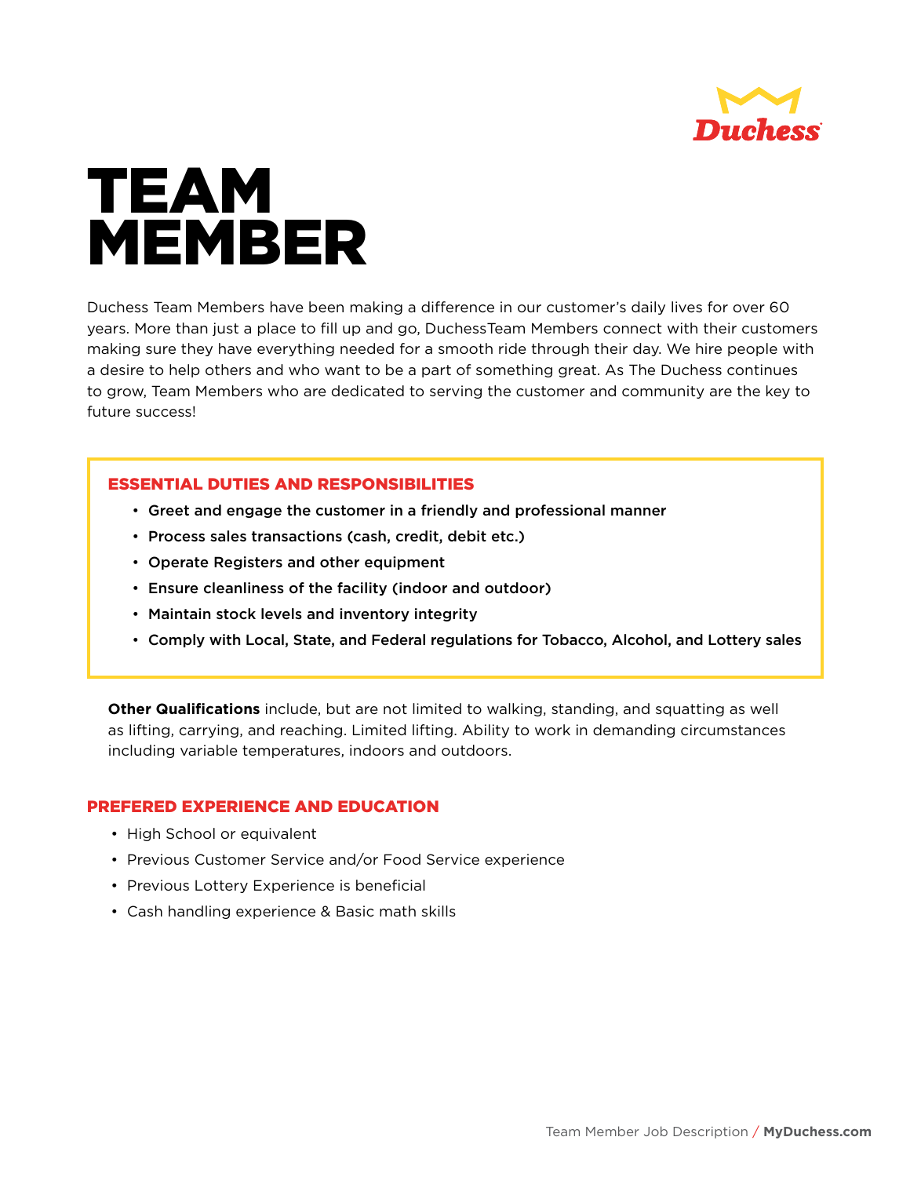Duchess

# TEAM MEMBER

Duchess Team Members have been making a difference in our customer's daily lives for over 60 years. More than just a place to fill up and go, DuchessTeam Members connect with their customers making sure they have everything needed for a smooth ride through their day. We hire people with a desire to help others and who want to be a part of something great. As The Duchess continues to grow, Team Members who are dedicated to serving the customer and community are the key to future success!

## ESSENTIAL DUTIES AND RESPONSIBILITIES

- **Greet and engage the customer in a friendly and professional manner**
- **Process sales transactions (cash, credit, debit etc.)**
- **Operate Registers and other equipment**
- **Ensure cleanliness of the facility (indoor and outdoor)**
- **Maintain stock levels and inventory integrity**
- **Comply with Local, State, and Federal regulations for Tobacco, Alcohol, and Lottery sales**

**Other Qualifications** include, but are not limited to walking, standing, and squatting as well as lifting, carrying, and reaching. Limited lifting. Ability to work in demanding circumstances including variable temperatures, indoors and outdoors.

## PREFERED EXPERIENCE AND EDUCATION

- High School or equivalent
- Previous Customer Service and/or Food Service experience
- Previous Lottery Experience is beneficial
- Cash handling experience & Basic math skills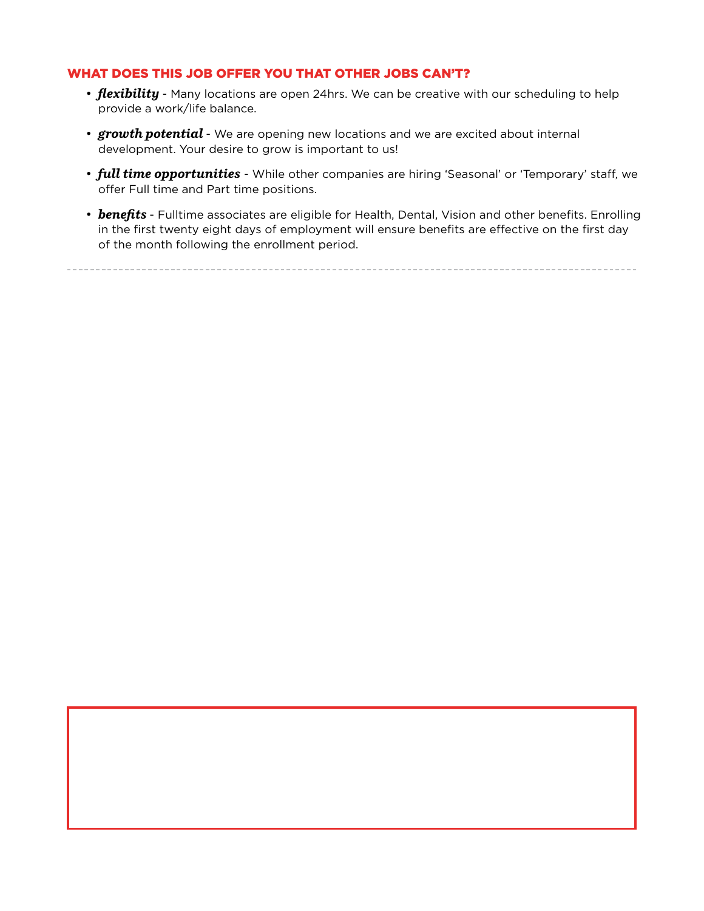## WHAT DOES THIS JOB OFFER YOU THAT OTHER JOBS CAN'T?

- ***flexibility*** - Many locations are open 24hrs. We can be creative with our scheduling to help provide a work/life balance.
- ***growth potential*** - We are opening new locations and we are excited about internal development. Your desire to grow is important to us!
- ***full time opportunities*** - While other companies are hiring 'Seasonal' or 'Temporary' staff, we offer Full time and Part time positions.
- ***benefits*** - Fulltime associates are eligible for Health, Dental, Vision and other benefits. Enrolling in the first twenty eight days of employment will ensure benefits are effective on the first day of the month following the enrollment period.

---